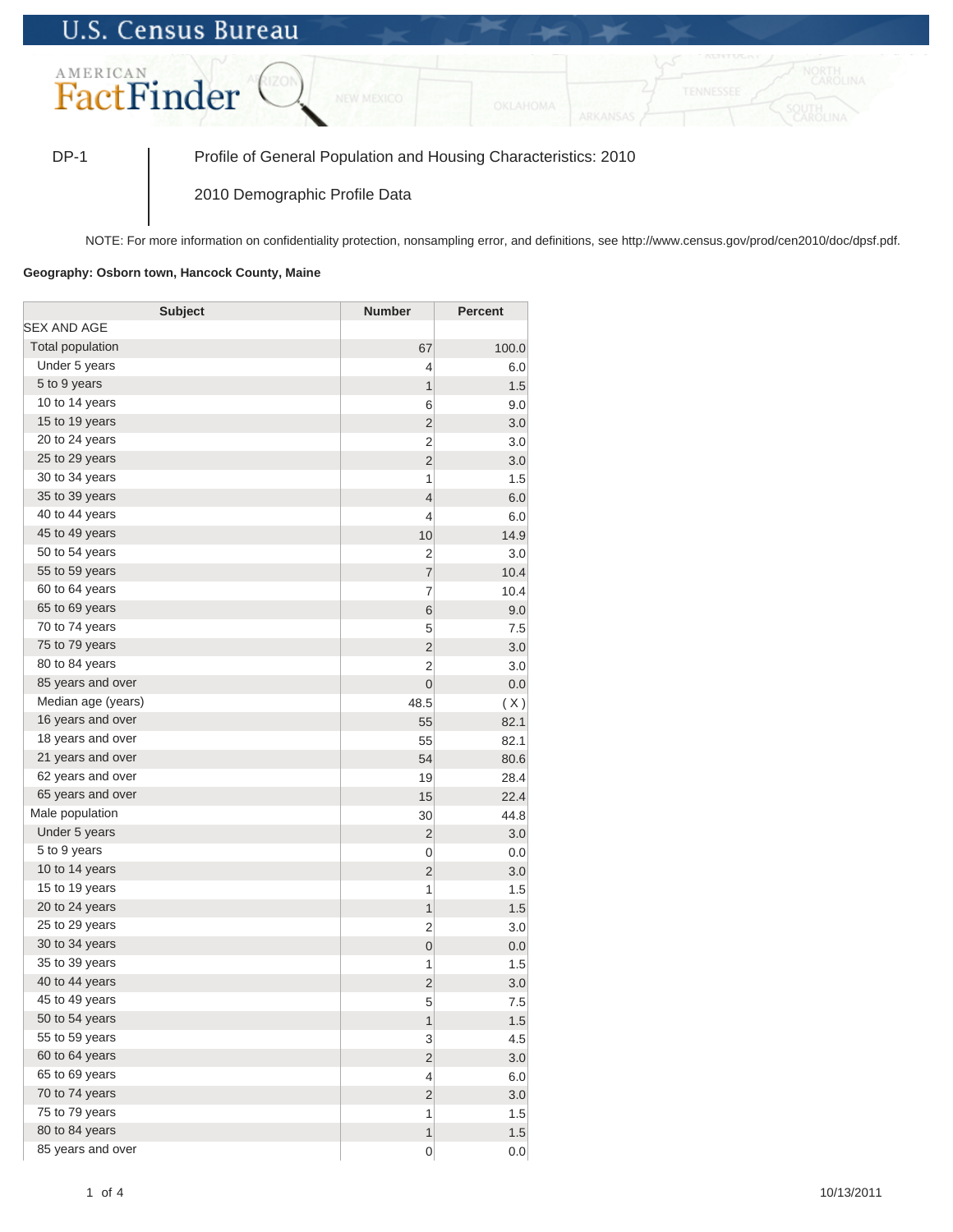U.S. Census Bureau

AMERICAN FactFinder

DP-1 | Profile of General Population and Housing Characteristics: 2010

2010 Demographic Profile Data

NOTE: For more information on confidentiality protection, nonsampling error, and definitions, see http://www.census.gov/prod/cen2010/doc/dpsf.pdf.

**Geography: Osborn town, Hancock County, Maine**

| Subject | Number | Percent |
|---|---|---|
| SEX AND AGE | | |
| Total population | 67 | 100.0 |
| Under 5 years | 4 | 6.0 |
| 5 to 9 years | 1 | 1.5 |
| 10 to 14 years | 6 | 9.0 |
| 15 to 19 years | 2 | 3.0 |
| 20 to 24 years | 2 | 3.0 |
| 25 to 29 years | 2 | 3.0 |
| 30 to 34 years | 1 | 1.5 |
| 35 to 39 years | 4 | 6.0 |
| 40 to 44 years | 4 | 6.0 |
| 45 to 49 years | 10 | 14.9 |
| 50 to 54 years | 2 | 3.0 |
| 55 to 59 years | 7 | 10.4 |
| 60 to 64 years | 7 | 10.4 |
| 65 to 69 years | 6 | 9.0 |
| 70 to 74 years | 5 | 7.5 |
| 75 to 79 years | 2 | 3.0 |
| 80 to 84 years | 2 | 3.0 |
| 85 years and over | 0 | 0.0 |
| Median age (years) | 48.5 | ( X ) |
| 16 years and over | 55 | 82.1 |
| 18 years and over | 55 | 82.1 |
| 21 years and over | 54 | 80.6 |
| 62 years and over | 19 | 28.4 |
| 65 years and over | 15 | 22.4 |
| Male population | 30 | 44.8 |
| Under 5 years | 2 | 3.0 |
| 5 to 9 years | 0 | 0.0 |
| 10 to 14 years | 2 | 3.0 |
| 15 to 19 years | 1 | 1.5 |
| 20 to 24 years | 1 | 1.5 |
| 25 to 29 years | 2 | 3.0 |
| 30 to 34 years | 0 | 0.0 |
| 35 to 39 years | 1 | 1.5 |
| 40 to 44 years | 2 | 3.0 |
| 45 to 49 years | 5 | 7.5 |
| 50 to 54 years | 1 | 1.5 |
| 55 to 59 years | 3 | 4.5 |
| 60 to 64 years | 2 | 3.0 |
| 65 to 69 years | 4 | 6.0 |
| 70 to 74 years | 2 | 3.0 |
| 75 to 79 years | 1 | 1.5 |
| 80 to 84 years | 1 | 1.5 |
| 85 years and over | 0 | 0.0 |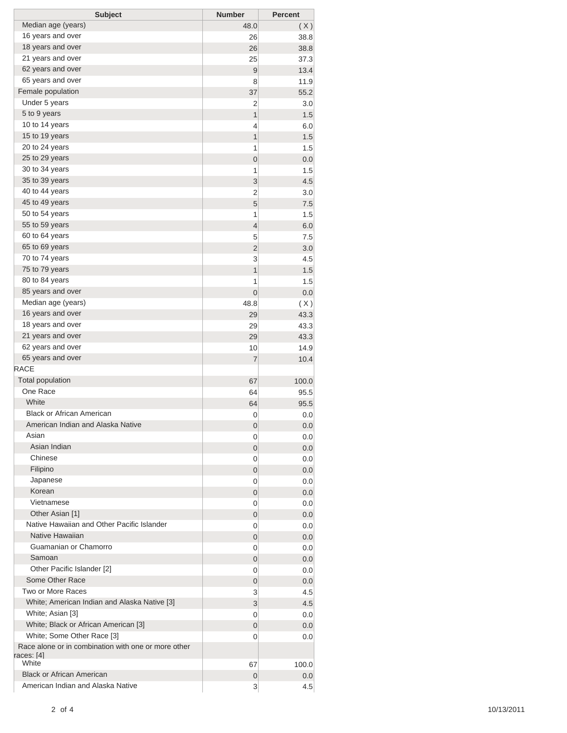| Subject | Number | Percent |
| --- | --- | --- |
| Median age (years) | 48.0 | ( X ) |
| 16 years and over | 26 | 38.8 |
| 18 years and over | 26 | 38.8 |
| 21 years and over | 25 | 37.3 |
| 62 years and over | 9 | 13.4 |
| 65 years and over | 8 | 11.9 |
| Female population | 37 | 55.2 |
| Under 5 years | 2 | 3.0 |
| 5 to 9 years | 1 | 1.5 |
| 10 to 14 years | 4 | 6.0 |
| 15 to 19 years | 1 | 1.5 |
| 20 to 24 years | 1 | 1.5 |
| 25 to 29 years | 0 | 0.0 |
| 30 to 34 years | 1 | 1.5 |
| 35 to 39 years | 3 | 4.5 |
| 40 to 44 years | 2 | 3.0 |
| 45 to 49 years | 5 | 7.5 |
| 50 to 54 years | 1 | 1.5 |
| 55 to 59 years | 4 | 6.0 |
| 60 to 64 years | 5 | 7.5 |
| 65 to 69 years | 2 | 3.0 |
| 70 to 74 years | 3 | 4.5 |
| 75 to 79 years | 1 | 1.5 |
| 80 to 84 years | 1 | 1.5 |
| 85 years and over | 0 | 0.0 |
| Median age (years) | 48.8 | ( X ) |
| 16 years and over | 29 | 43.3 |
| 18 years and over | 29 | 43.3 |
| 21 years and over | 29 | 43.3 |
| 62 years and over | 10 | 14.9 |
| 65 years and over | 7 | 10.4 |
| RACE | | |
| Total population | 67 | 100.0 |
| One Race | 64 | 95.5 |
| White | 64 | 95.5 |
| Black or African American | 0 | 0.0 |
| American Indian and Alaska Native | 0 | 0.0 |
| Asian | 0 | 0.0 |
| Asian Indian | 0 | 0.0 |
| Chinese | 0 | 0.0 |
| Filipino | 0 | 0.0 |
| Japanese | 0 | 0.0 |
| Korean | 0 | 0.0 |
| Vietnamese | 0 | 0.0 |
| Other Asian [1] | 0 | 0.0 |
| Native Hawaiian and Other Pacific Islander | 0 | 0.0 |
| Native Hawaiian | 0 | 0.0 |
| Guamanian or Chamorro | 0 | 0.0 |
| Samoan | 0 | 0.0 |
| Other Pacific Islander [2] | 0 | 0.0 |
| Some Other Race | 0 | 0.0 |
| Two or More Races | 3 | 4.5 |
| White; American Indian and Alaska Native [3] | 3 | 4.5 |
| White; Asian [3] | 0 | 0.0 |
| White; Black or African American [3] | 0 | 0.0 |
| White; Some Other Race [3] | 0 | 0.0 |
| Race alone or in combination with one or more other races: [4] | | |
| White | 67 | 100.0 |
| Black or African American | 0 | 0.0 |
| American Indian and Alaska Native | 3 | 4.5 |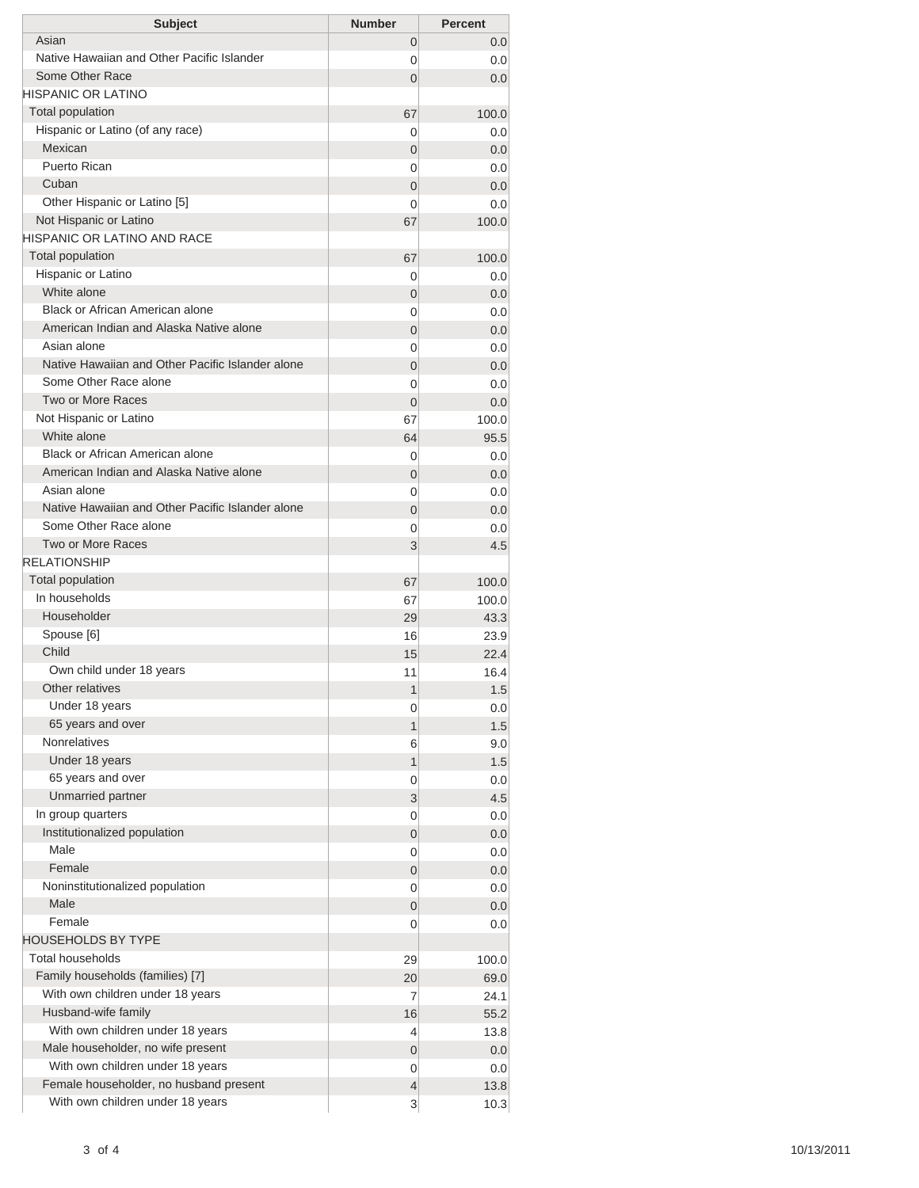| Subject | Number | Percent |
|---|---|---|
| Asian | 0 | 0.0 |
| Native Hawaiian and Other Pacific Islander | 0 | 0.0 |
| Some Other Race | 0 | 0.0 |
| HISPANIC OR LATINO | | |
| Total population | 67 | 100.0 |
| Hispanic or Latino (of any race) | 0 | 0.0 |
| Mexican | 0 | 0.0 |
| Puerto Rican | 0 | 0.0 |
| Cuban | 0 | 0.0 |
| Other Hispanic or Latino [5] | 0 | 0.0 |
| Not Hispanic or Latino | 67 | 100.0 |
| HISPANIC OR LATINO AND RACE | | |
| Total population | 67 | 100.0 |
| Hispanic or Latino | 0 | 0.0 |
| White alone | 0 | 0.0 |
| Black or African American alone | 0 | 0.0 |
| American Indian and Alaska Native alone | 0 | 0.0 |
| Asian alone | 0 | 0.0 |
| Native Hawaiian and Other Pacific Islander alone | 0 | 0.0 |
| Some Other Race alone | 0 | 0.0 |
| Two or More Races | 0 | 0.0 |
| Not Hispanic or Latino | 67 | 100.0 |
| White alone | 64 | 95.5 |
| Black or African American alone | 0 | 0.0 |
| American Indian and Alaska Native alone | 0 | 0.0 |
| Asian alone | 0 | 0.0 |
| Native Hawaiian and Other Pacific Islander alone | 0 | 0.0 |
| Some Other Race alone | 0 | 0.0 |
| Two or More Races | 3 | 4.5 |
| RELATIONSHIP | | |
| Total population | 67 | 100.0 |
| In households | 67 | 100.0 |
| Householder | 29 | 43.3 |
| Spouse [6] | 16 | 23.9 |
| Child | 15 | 22.4 |
| Own child under 18 years | 11 | 16.4 |
| Other relatives | 1 | 1.5 |
| Under 18 years | 0 | 0.0 |
| 65 years and over | 1 | 1.5 |
| Nonrelatives | 6 | 9.0 |
| Under 18 years | 1 | 1.5 |
| 65 years and over | 0 | 0.0 |
| Unmarried partner | 3 | 4.5 |
| In group quarters | 0 | 0.0 |
| Institutionalized population | 0 | 0.0 |
| Male | 0 | 0.0 |
| Female | 0 | 0.0 |
| Noninstitutionalized population | 0 | 0.0 |
| Male | 0 | 0.0 |
| Female | 0 | 0.0 |
| HOUSEHOLDS BY TYPE | | |
| Total households | 29 | 100.0 |
| Family households (families) [7] | 20 | 69.0 |
| With own children under 18 years | 7 | 24.1 |
| Husband-wife family | 16 | 55.2 |
| With own children under 18 years | 4 | 13.8 |
| Male householder, no wife present | 0 | 0.0 |
| With own children under 18 years | 0 | 0.0 |
| Female householder, no husband present | 4 | 13.8 |
| With own children under 18 years | 3 | 10.3 |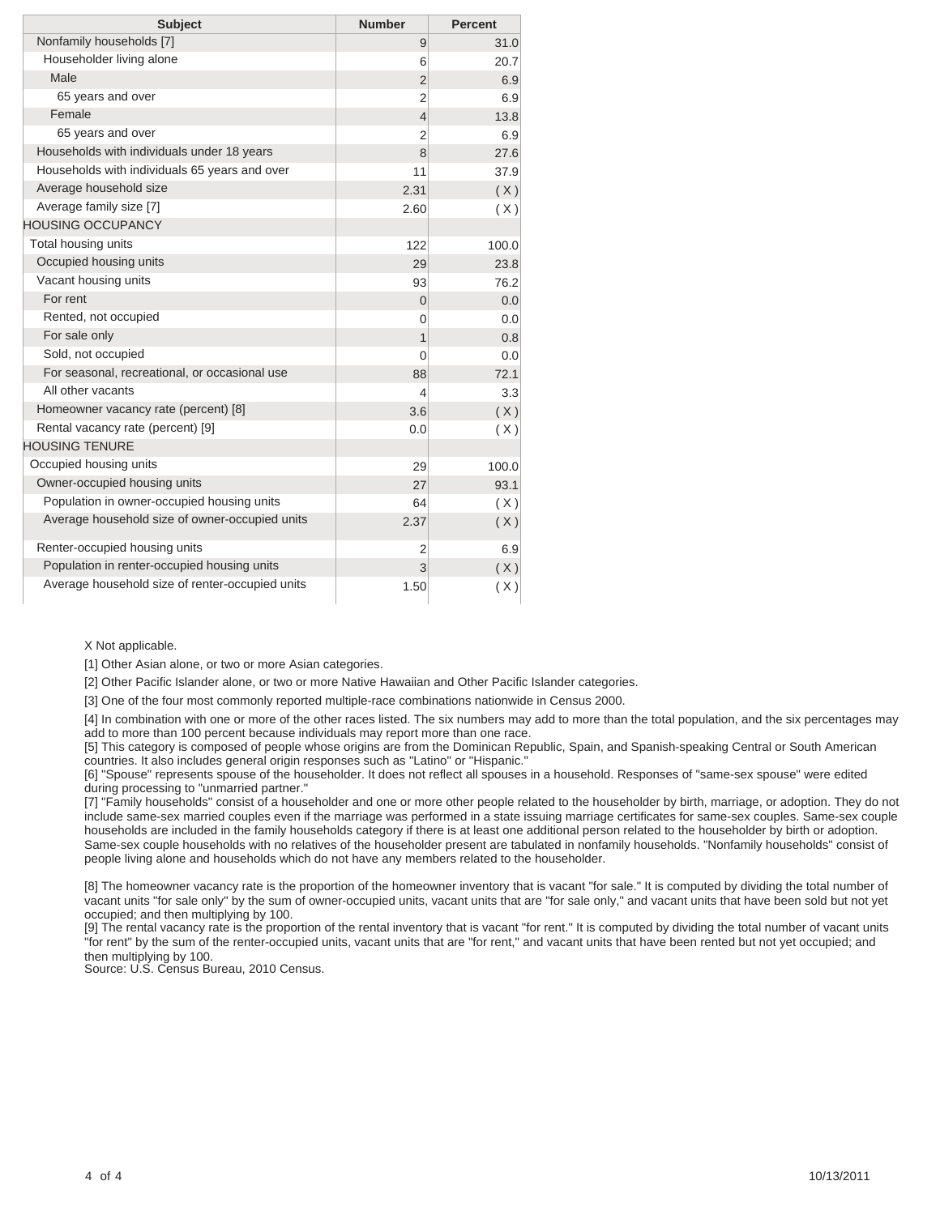| Subject | Number | Percent |
|---|---|---|
| Nonfamily households [7] | 9 | 31.0 |
| Householder living alone | 6 | 20.7 |
| Male | 2 | 6.9 |
| 65 years and over | 2 | 6.9 |
| Female | 4 | 13.8 |
| 65 years and over | 2 | 6.9 |
| Households with individuals under 18 years | 8 | 27.6 |
| Households with individuals 65 years and over | 11 | 37.9 |
| Average household size | 2.31 | ( X ) |
| Average family size [7] | 2.60 | ( X ) |
| HOUSING OCCUPANCY | | |
| Total housing units | 122 | 100.0 |
| Occupied housing units | 29 | 23.8 |
| Vacant housing units | 93 | 76.2 |
| For rent | 0 | 0.0 |
| Rented, not occupied | 0 | 0.0 |
| For sale only | 1 | 0.8 |
| Sold, not occupied | 0 | 0.0 |
| For seasonal, recreational, or occasional use | 88 | 72.1 |
| All other vacants | 4 | 3.3 |
| Homeowner vacancy rate (percent) [8] | 3.6 | ( X ) |
| Rental vacancy rate (percent) [9] | 0.0 | ( X ) |
| HOUSING TENURE | | |
| Occupied housing units | 29 | 100.0 |
| Owner-occupied housing units | 27 | 93.1 |
| Population in owner-occupied housing units | 64 | ( X ) |
| Average household size of owner-occupied units | 2.37 | ( X ) |
| Renter-occupied housing units | 2 | 6.9 |
| Population in renter-occupied housing units | 3 | ( X ) |
| Average household size of renter-occupied units | 1.50 | ( X ) |

X Not applicable.

[1] Other Asian alone, or two or more Asian categories.

[2] Other Pacific Islander alone, or two or more Native Hawaiian and Other Pacific Islander categories.

[3] One of the four most commonly reported multiple-race combinations nationwide in Census 2000.

[4] In combination with one or more of the other races listed. The six numbers may add to more than the total population, and the six percentages may add to more than 100 percent because individuals may report more than one race.

[5] This category is composed of people whose origins are from the Dominican Republic, Spain, and Spanish-speaking Central or South American countries. It also includes general origin responses such as "Latino" or "Hispanic."

[6] "Spouse" represents spouse of the householder. It does not reflect all spouses in a household. Responses of "same-sex spouse" were edited during processing to "unmarried partner."

[7] "Family households" consist of a householder and one or more other people related to the householder by birth, marriage, or adoption. They do not include same-sex married couples even if the marriage was performed in a state issuing marriage certificates for same-sex couples. Same-sex couple households are included in the family households category if there is at least one additional person related to the householder by birth or adoption. Same-sex couple households with no relatives of the householder present are tabulated in nonfamily households. "Nonfamily households" consist of people living alone and households which do not have any members related to the householder.

[8] The homeowner vacancy rate is the proportion of the homeowner inventory that is vacant "for sale." It is computed by dividing the total number of vacant units "for sale only" by the sum of owner-occupied units, vacant units that are "for sale only," and vacant units that have been sold but not yet occupied; and then multiplying by 100.

[9] The rental vacancy rate is the proportion of the rental inventory that is vacant "for rent." It is computed by dividing the total number of vacant units "for rent" by the sum of the renter-occupied units, vacant units that are "for rent," and vacant units that have been rented but not yet occupied; and then multiplying by 100.

Source: U.S. Census Bureau, 2010 Census.